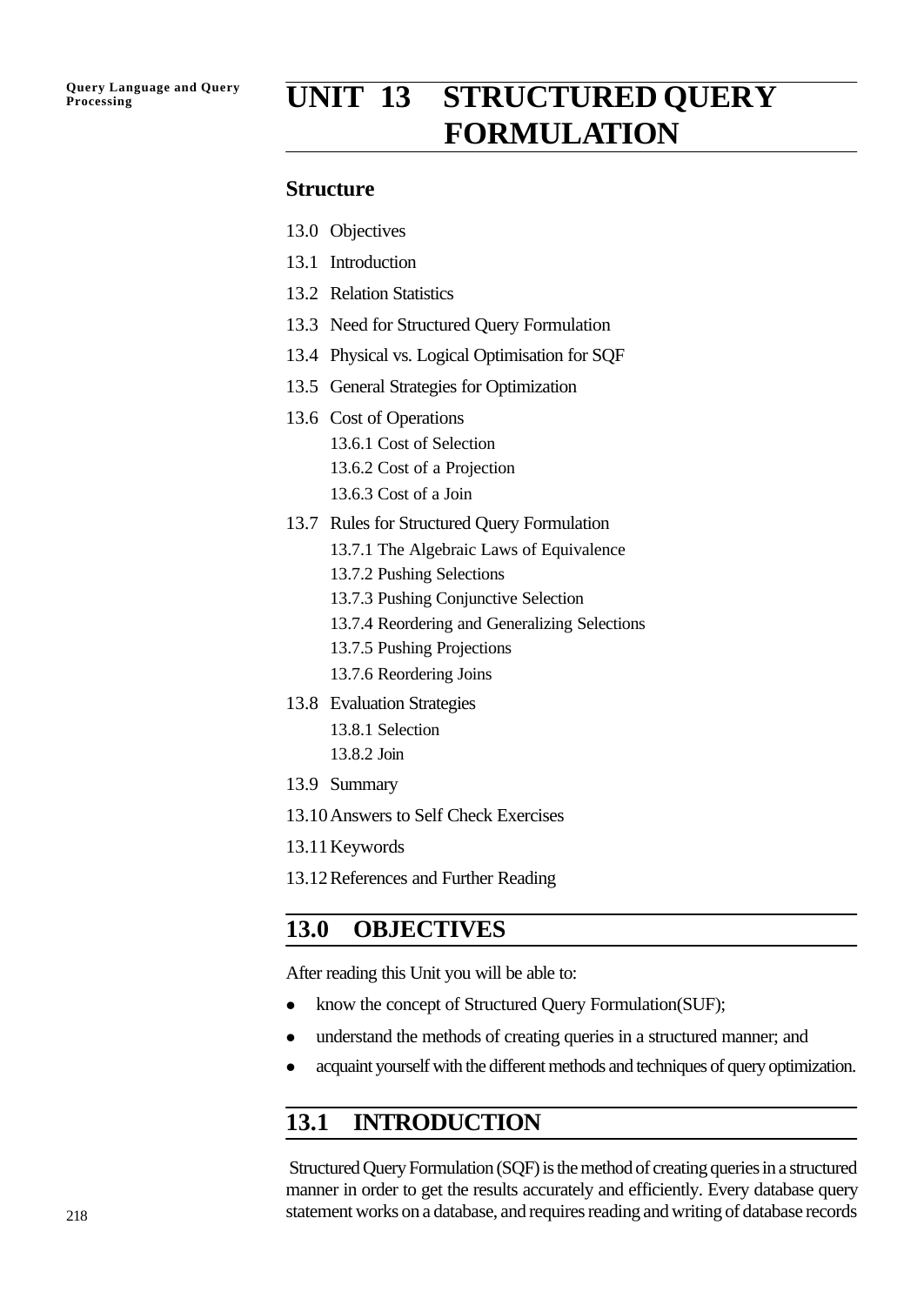# UNIT 13 STRUCTURED QUERY FORMULATION

## Structure

13.0 Objectives

13.1 Introduction

13.2 Relation Statistics

13.3 Need for Structured Query Formulation

13.4 Physical vs. Logical Optimisation for SQF

13.5 General Strategies for Optimization

13.6 Cost of Operations

- 13.6.1 Cost of Selection
- 13.6.2 Cost of a Projection
- 13.6.3 Cost of a Join

13.7 Rules for Structured Query Formulation

- 13.7.1 The Algebraic Laws of Equivalence
- 13.7.2 Pushing Selections
- 13.7.3 Pushing Conjunctive Selection
- 13.7.4 Reordering and Generalizing Selections
- 13.7.5 Pushing Projections
- 13.7.6 Reordering Joins

13.8 Evaluation Strategies

- 13.8.1 Selection
- 13.8.2 Join

13.9 Summary

13.10 Answers to Self Check Exercises

13.11 Keywords

13.12 References and Further Reading

## 13.0 OBJECTIVES

After reading this Unit you will be able to:

- know the concept of Structured Query Formulation(SUF);
- understand the methods of creating queries in a structured manner; and
- acquaint yourself with the different methods and techniques of query optimization.

## 13.1 INTRODUCTION

Structured Query Formulation (SQF) is the method of creating queries in a structured manner in order to get the results accurately and efficiently. Every database query statement works on a database, and requires reading and writing of database records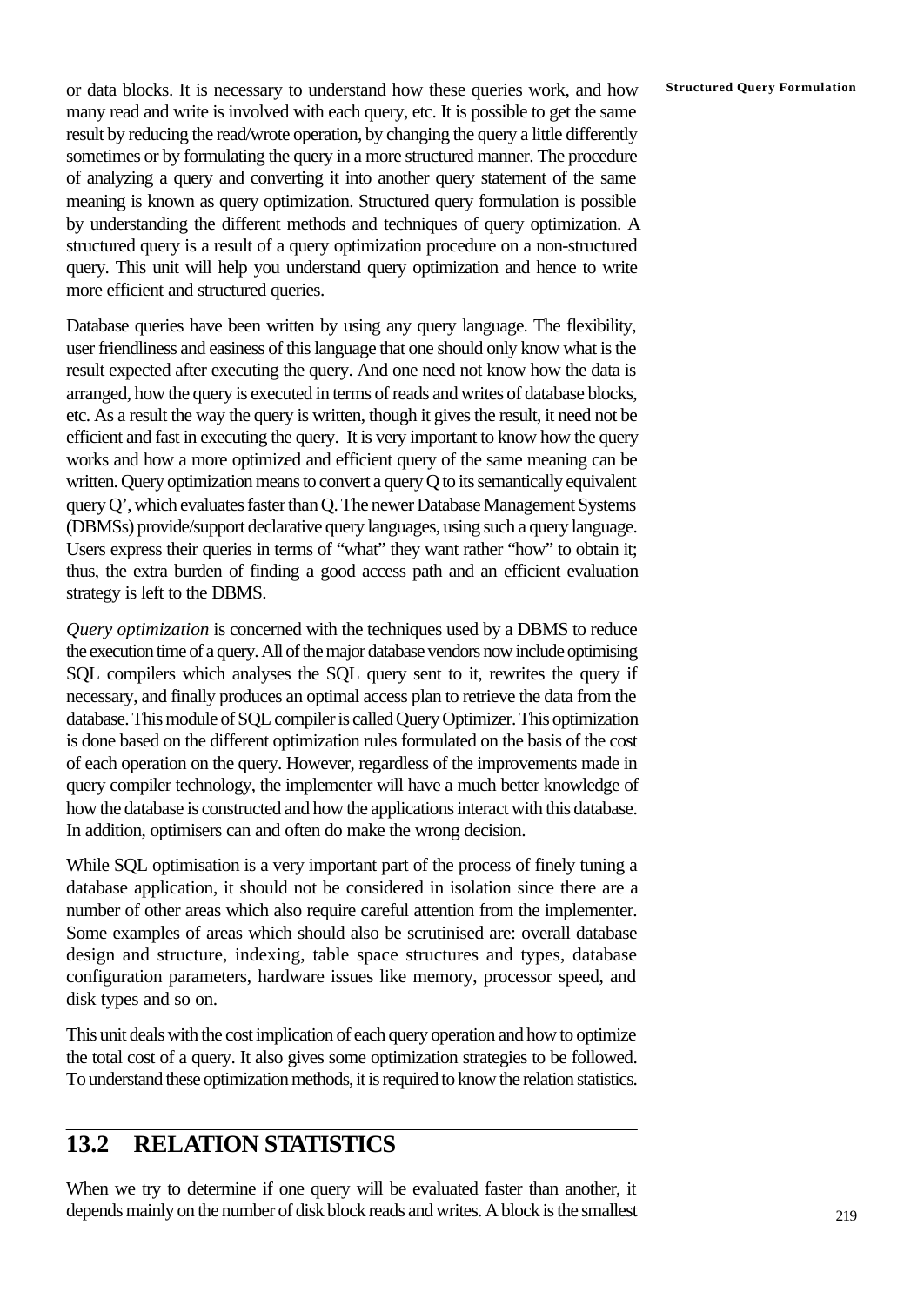or data blocks. It is necessary to understand how these queries work, and how many read and write is involved with each query, etc. It is possible to get the same result by reducing the read/wrote operation, by changing the query a little differently sometimes or by formulating the query in a more structured manner. The procedure of analyzing a query and converting it into another query statement of the same meaning is known as query optimization. Structured query formulation is possible by understanding the different methods and techniques of query optimization. A structured query is a result of a query optimization procedure on a non-structured query. This unit will help you understand query optimization and hence to write more efficient and structured queries.

Database queries have been written by using any query language. The flexibility, user friendliness and easiness of this language that one should only know what is the result expected after executing the query. And one need not know how the data is arranged, how the query is executed in terms of reads and writes of database blocks, etc. As a result the way the query is written, though it gives the result, it need not be efficient and fast in executing the query. It is very important to know how the query works and how a more optimized and efficient query of the same meaning can be written. Query optimization means to convert a query Q to its semantically equivalent query Q', which evaluates faster than Q. The newer Database Management Systems (DBMSs) provide/support declarative query languages, using such a query language. Users express their queries in terms of "what" they want rather "how" to obtain it; thus, the extra burden of finding a good access path and an efficient evaluation strategy is left to the DBMS.

*Query optimization* is concerned with the techniques used by a DBMS to reduce the execution time of a query. All of the major database vendors now include optimising SQL compilers which analyses the SQL query sent to it, rewrites the query if necessary, and finally produces an optimal access plan to retrieve the data from the database. This module of SQL compiler is called Query Optimizer. This optimization is done based on the different optimization rules formulated on the basis of the cost of each operation on the query. However, regardless of the improvements made in query compiler technology, the implementer will have a much better knowledge of how the database is constructed and how the applications interact with this database. In addition, optimisers can and often do make the wrong decision.

While SQL optimisation is a very important part of the process of finely tuning a database application, it should not be considered in isolation since there are a number of other areas which also require careful attention from the implementer. Some examples of areas which should also be scrutinised are: overall database design and structure, indexing, table space structures and types, database configuration parameters, hardware issues like memory, processor speed, and disk types and so on.

This unit deals with the cost implication of each query operation and how to optimize the total cost of a query. It also gives some optimization strategies to be followed. To understand these optimization methods, it is required to know the relation statistics.

## 13.2 RELATION STATISTICS

When we try to determine if one query will be evaluated faster than another, it depends mainly on the number of disk block reads and writes. A block is the smallest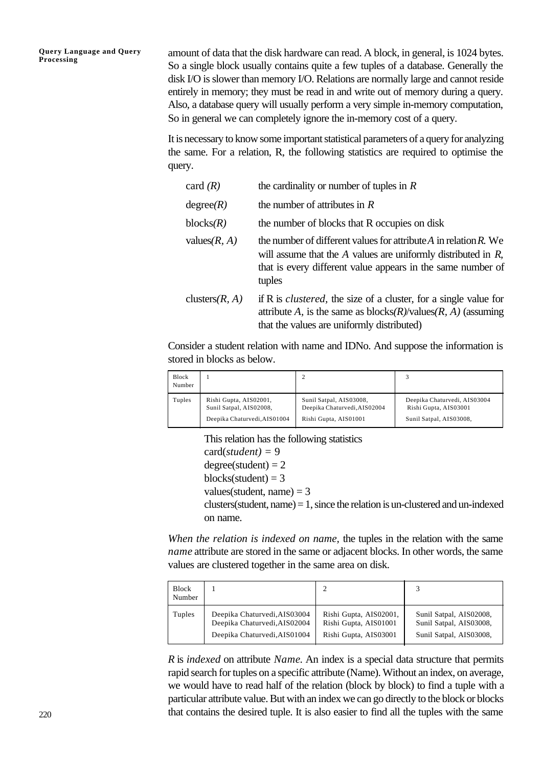amount of data that the disk hardware can read. A block, in general, is 1024 bytes. So a single block usually contains quite a few tuples of a database. Generally the disk I/O is slower than memory I/O. Relations are normally large and cannot reside entirely in memory; they must be read in and write out of memory during a query. Also, a database query will usually perform a very simple in-memory computation, So in general we can completely ignore the in-memory cost of a query.

It is necessary to know some important statistical parameters of a query for analyzing the same. For a relation, R, the following statistics are required to optimise the query.

| | |
|---|---|
| card *(R)* | the cardinality or number of tuples in *R* |
| degree*(R)* | the number of attributes in *R* |
| blocks*(R)* | the number of blocks that R occupies on disk |
| values*(R, A)* | the number of different values for attribute *A* in relation *R*. We will assume that the *A* values are uniformly distributed in *R*, that is every different value appears in the same number of tuples |
| clusters*(R, A)* | if R is *clustered*, the size of a cluster, for a single value for attribute *A*, is the same as blocks*(R)*/values*(R, A)* (assuming that the values are uniformly distributed) |

Consider a student relation with name and IDNo. And suppose the information is stored in blocks as below.

| Block Number | 1 | 2 | 3 |
|---|---|---|---|
| Tuples | Rishi Gupta, AIS02001, Sunil Satpal, AIS02008, Deepika Chaturvedi,AIS01004 | Sunil Satpal, AIS03008, Deepika Chaturvedi,AIS02004 Rishi Gupta, AIS01001 | Deepika Chaturvedi, AIS03004 Rishi Gupta, AIS03001 Sunil Satpal, AIS03008, |

This relation has the following statistics

card(*student)* = 9

degree(student) = 2

blocks(student) = 3

values(student, name) = 3

clusters(student, name) = 1, since the relation is un-clustered and un-indexed on name.

*When the relation is indexed on name*, the tuples in the relation with the same *name* attribute are stored in the same or adjacent blocks. In other words, the same values are clustered together in the same area on disk.

| Block Number | 1 | 2 | 3 |
|---|---|---|---|
| Tuples | Deepika Chaturvedi,AIS03004 Deepika Chaturvedi,AIS02004 Deepika Chaturvedi,AIS01004 | Rishi Gupta, AIS02001, Rishi Gupta, AIS01001 Rishi Gupta, AIS03001 | Sunil Satpal, AIS02008, Sunil Satpal, AIS03008, Sunil Satpal, AIS03008, |

*R* is *indexed* on attribute *Name.* An index is a special data structure that permits rapid search for tuples on a specific attribute (Name). Without an index, on average, we would have to read half of the relation (block by block) to find a tuple with a particular attribute value. But with an index we can go directly to the block or blocks that contains the desired tuple. It is also easier to find all the tuples with the same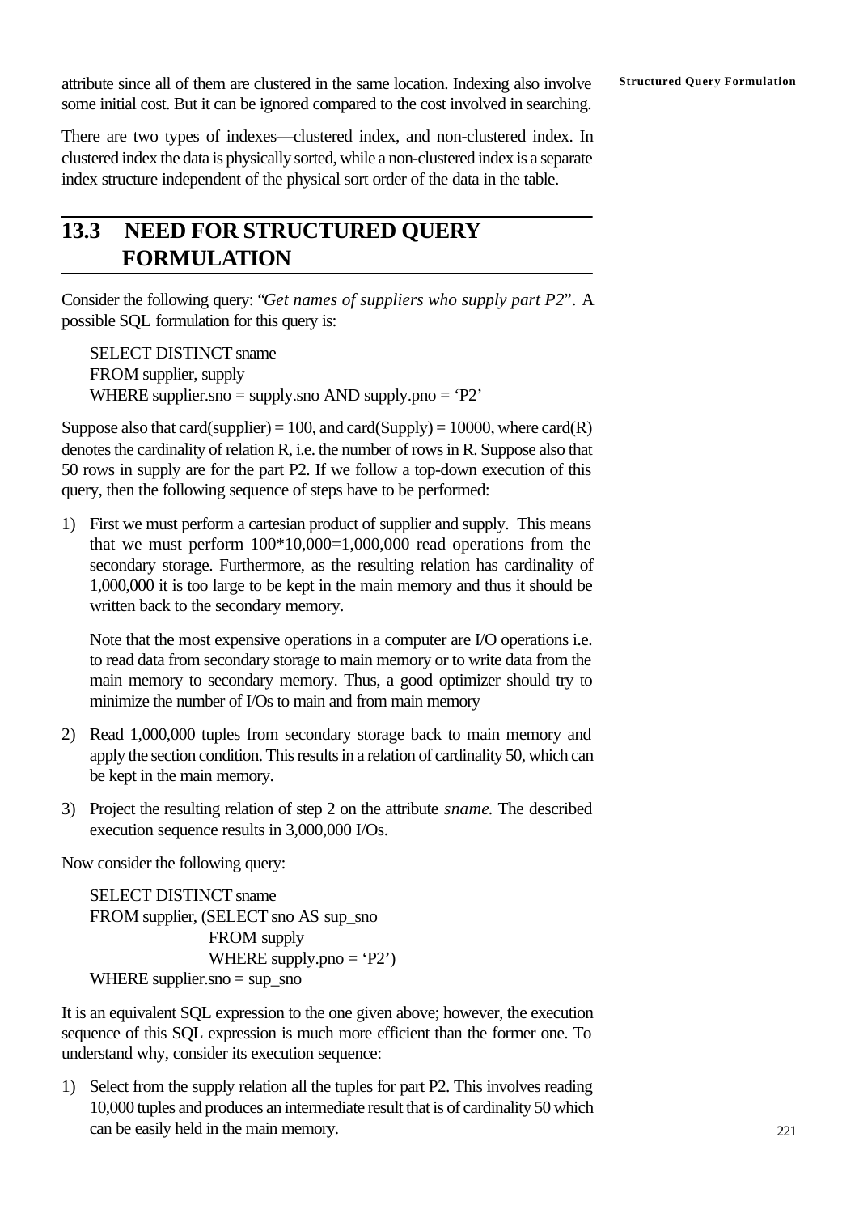attribute since all of them are clustered in the same location. Indexing also involve some initial cost. But it can be ignored compared to the cost involved in searching.

There are two types of indexes—clustered index, and non-clustered index. In clustered index the data is physically sorted, while a non-clustered index is a separate index structure independent of the physical sort order of the data in the table.

## 13.3 NEED FOR STRUCTURED QUERY FORMULATION

Consider the following query: "*Get names of suppliers who supply part P2*". A possible SQL formulation for this query is:

```
SELECT DISTINCT sname
FROM supplier, supply
WHERE supplier.sno = supply.sno AND supply.pno = 'P2'
```

Suppose also that card(supplier) = 100, and card(Supply) = 10000, where card(R) denotes the cardinality of relation R, i.e. the number of rows in R. Suppose also that 50 rows in supply are for the part P2. If we follow a top-down execution of this query, then the following sequence of steps have to be performed:

1) First we must perform a cartesian product of supplier and supply. This means that we must perform 100*10,000=1,000,000 read operations from the secondary storage. Furthermore, as the resulting relation has cardinality of 1,000,000 it is too large to be kept in the main memory and thus it should be written back to the secondary memory.

   Note that the most expensive operations in a computer are I/O operations i.e. to read data from secondary storage to main memory or to write data from the main memory to secondary memory. Thus, a good optimizer should try to minimize the number of I/Os to main and from main memory

2) Read 1,000,000 tuples from secondary storage back to main memory and apply the section condition. This results in a relation of cardinality 50, which can be kept in the main memory.

3) Project the resulting relation of step 2 on the attribute *sname.* The described execution sequence results in 3,000,000 I/Os.

Now consider the following query:

```
SELECT DISTINCT sname
FROM supplier, (SELECT sno AS sup_sno
                FROM supply
                WHERE supply.pno = 'P2')
WHERE supplier.sno = sup_sno
```

It is an equivalent SQL expression to the one given above; however, the execution sequence of this SQL expression is much more efficient than the former one. To understand why, consider its execution sequence:

1) Select from the supply relation all the tuples for part P2. This involves reading 10,000 tuples and produces an intermediate result that is of cardinality 50 which can be easily held in the main memory.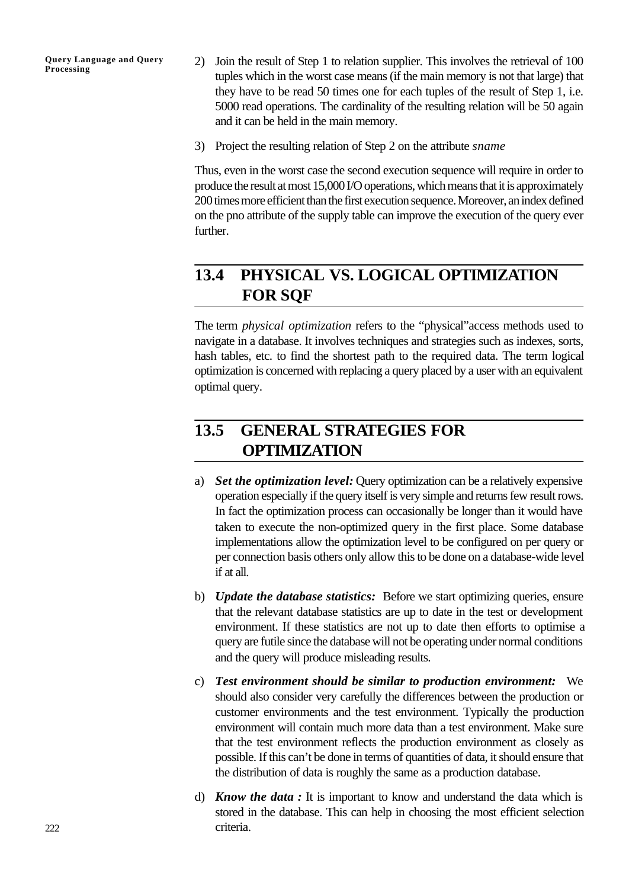2) Join the result of Step 1 to relation supplier. This involves the retrieval of 100 tuples which in the worst case means (if the main memory is not that large) that they have to be read 50 times one for each tuples of the result of Step 1, i.e. 5000 read operations. The cardinality of the resulting relation will be 50 again and it can be held in the main memory.

3) Project the resulting relation of Step 2 on the attribute *sname*

Thus, even in the worst case the second execution sequence will require in order to produce the result at most 15,000 I/O operations, which means that it is approximately 200 times more efficient than the first execution sequence. Moreover, an index defined on the pno attribute of the supply table can improve the execution of the query ever further.

## 13.4 PHYSICAL VS. LOGICAL OPTIMIZATION FOR SQF

The term *physical optimization* refers to the "physical"access methods used to navigate in a database. It involves techniques and strategies such as indexes, sorts, hash tables, etc. to find the shortest path to the required data. The term logical optimization is concerned with replacing a query placed by a user with an equivalent optimal query.

## 13.5 GENERAL STRATEGIES FOR OPTIMIZATION

a) ***Set the optimization level:*** Query optimization can be a relatively expensive operation especially if the query itself is very simple and returns few result rows. In fact the optimization process can occasionally be longer than it would have taken to execute the non-optimized query in the first place. Some database implementations allow the optimization level to be configured on per query or per connection basis others only allow this to be done on a database-wide level if at all.

b) ***Update the database statistics:*** Before we start optimizing queries, ensure that the relevant database statistics are up to date in the test or development environment. If these statistics are not up to date then efforts to optimise a query are futile since the database will not be operating under normal conditions and the query will produce misleading results.

c) ***Test environment should be similar to production environment:*** We should also consider very carefully the differences between the production or customer environments and the test environment. Typically the production environment will contain much more data than a test environment. Make sure that the test environment reflects the production environment as closely as possible. If this can't be done in terms of quantities of data, it should ensure that the distribution of data is roughly the same as a production database.

d) ***Know the data :*** It is important to know and understand the data which is stored in the database. This can help in choosing the most efficient selection criteria.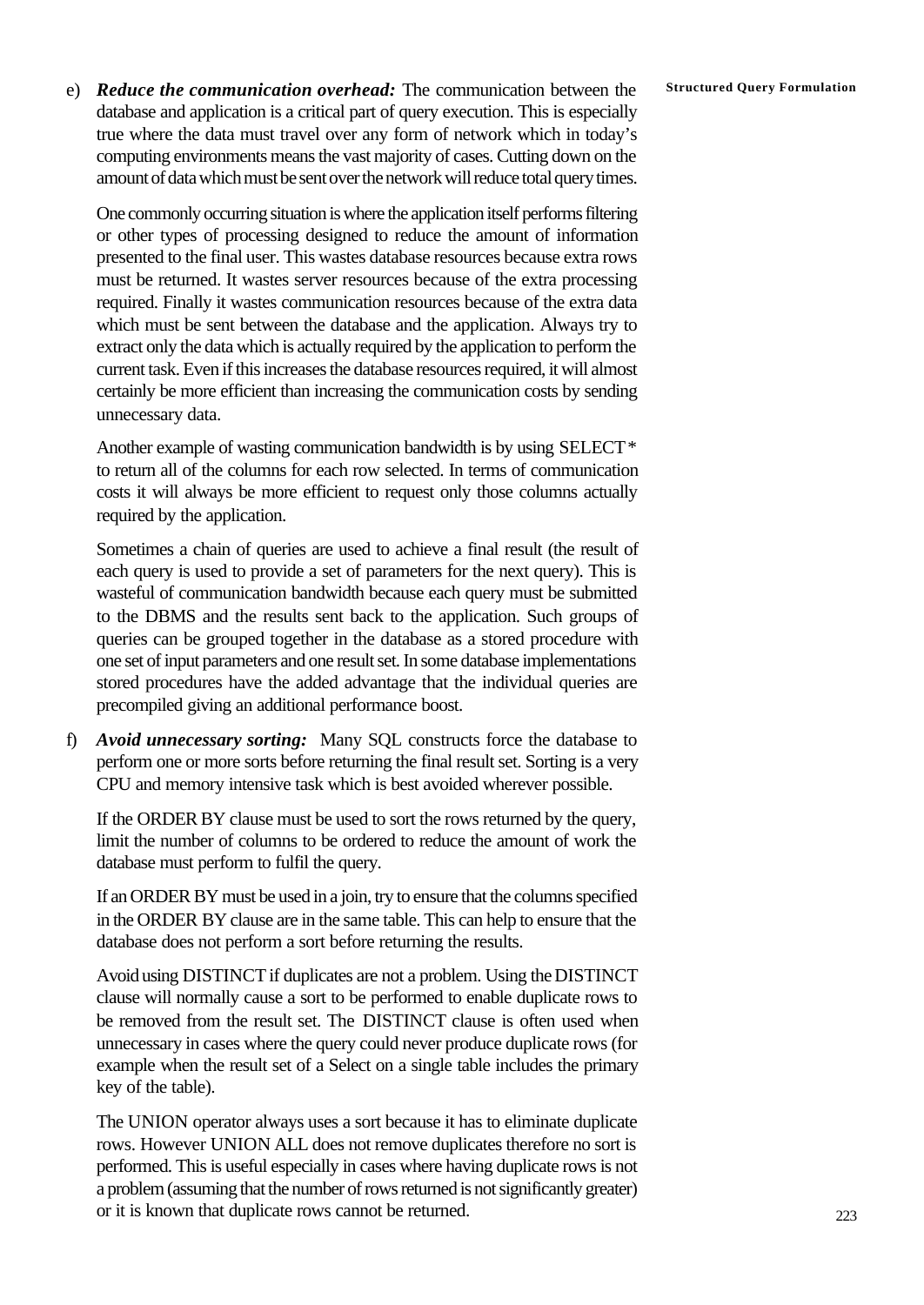e) ***Reduce the communication overhead:*** The communication between the database and application is a critical part of query execution. This is especially true where the data must travel over any form of network which in today's computing environments means the vast majority of cases. Cutting down on the amount of data which must be sent over the network will reduce total query times.

   One commonly occurring situation is where the application itself performs filtering or other types of processing designed to reduce the amount of information presented to the final user. This wastes database resources because extra rows must be returned. It wastes server resources because of the extra processing required. Finally it wastes communication resources because of the extra data which must be sent between the database and the application. Always try to extract only the data which is actually required by the application to perform the current task. Even if this increases the database resources required, it will almost certainly be more efficient than increasing the communication costs by sending unnecessary data.

   Another example of wasting communication bandwidth is by using SELECT * to return all of the columns for each row selected. In terms of communication costs it will always be more efficient to request only those columns actually required by the application.

   Sometimes a chain of queries are used to achieve a final result (the result of each query is used to provide a set of parameters for the next query). This is wasteful of communication bandwidth because each query must be submitted to the DBMS and the results sent back to the application. Such groups of queries can be grouped together in the database as a stored procedure with one set of input parameters and one result set. In some database implementations stored procedures have the added advantage that the individual queries are precompiled giving an additional performance boost.

f) ***Avoid unnecessary sorting:*** Many SQL constructs force the database to perform one or more sorts before returning the final result set. Sorting is a very CPU and memory intensive task which is best avoided wherever possible.

   If the ORDER BY clause must be used to sort the rows returned by the query, limit the number of columns to be ordered to reduce the amount of work the database must perform to fulfil the query.

   If an ORDER BY must be used in a join, try to ensure that the columns specified in the ORDER BY clause are in the same table. This can help to ensure that the database does not perform a sort before returning the results.

   Avoid using DISTINCT if duplicates are not a problem. Using the DISTINCT clause will normally cause a sort to be performed to enable duplicate rows to be removed from the result set. The DISTINCT clause is often used when unnecessary in cases where the query could never produce duplicate rows (for example when the result set of a Select on a single table includes the primary key of the table).

   The UNION operator always uses a sort because it has to eliminate duplicate rows. However UNION ALL does not remove duplicates therefore no sort is performed. This is useful especially in cases where having duplicate rows is not a problem (assuming that the number of rows returned is not significantly greater) or it is known that duplicate rows cannot be returned.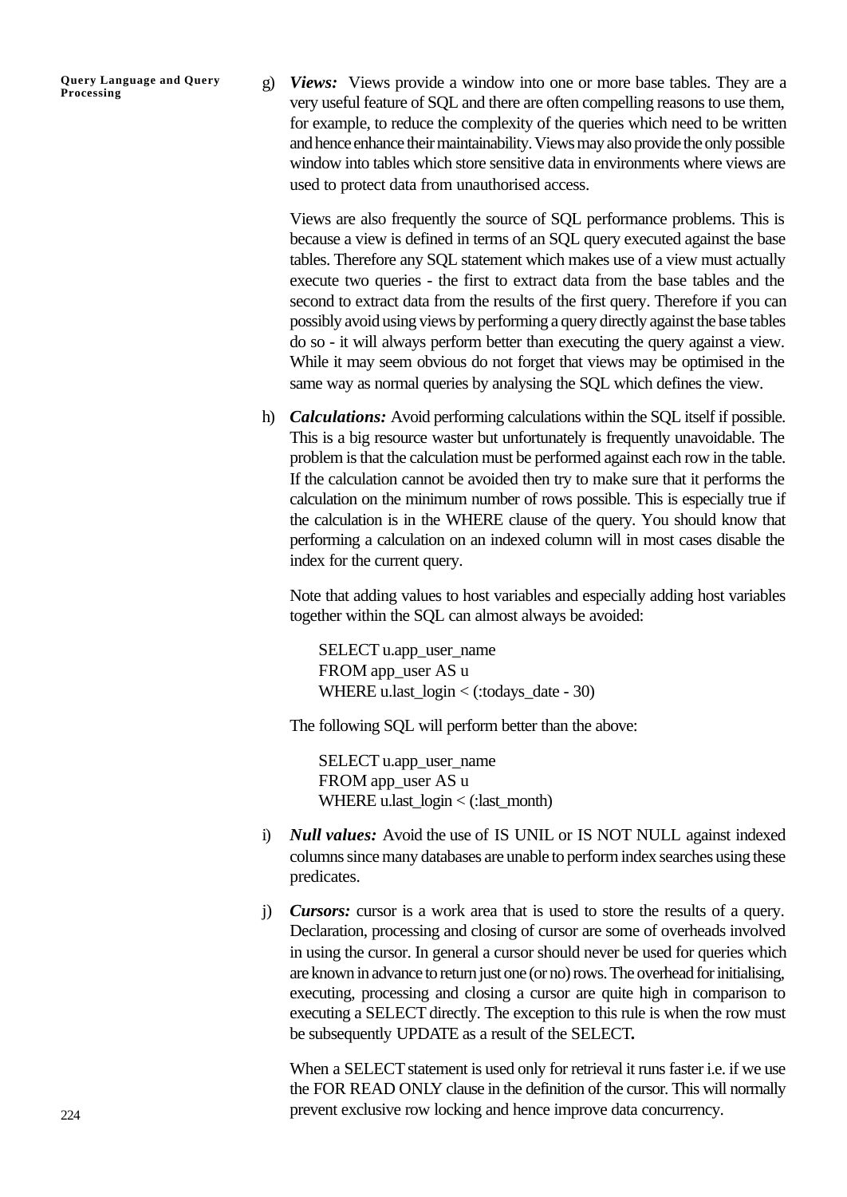g) ***Views:*** Views provide a window into one or more base tables. They are a very useful feature of SQL and there are often compelling reasons to use them, for example, to reduce the complexity of the queries which need to be written and hence enhance their maintainability. Views may also provide the only possible window into tables which store sensitive data in environments where views are used to protect data from unauthorised access.

   Views are also frequently the source of SQL performance problems. This is because a view is defined in terms of an SQL query executed against the base tables. Therefore any SQL statement which makes use of a view must actually execute two queries - the first to extract data from the base tables and the second to extract data from the results of the first query. Therefore if you can possibly avoid using views by performing a query directly against the base tables do so - it will always perform better than executing the query against a view. While it may seem obvious do not forget that views may be optimised in the same way as normal queries by analysing the SQL which defines the view.

h) ***Calculations:*** Avoid performing calculations within the SQL itself if possible. This is a big resource waster but unfortunately is frequently unavoidable. The problem is that the calculation must be performed against each row in the table. If the calculation cannot be avoided then try to make sure that it performs the calculation on the minimum number of rows possible. This is especially true if the calculation is in the WHERE clause of the query. You should know that performing a calculation on an indexed column will in most cases disable the index for the current query.

   Note that adding values to host variables and especially adding host variables together within the SQL can almost always be avoided:

```
SELECT u.app_user_name
FROM app_user AS u
WHERE u.last_login < (:todays_date - 30)
```

   The following SQL will perform better than the above:

```
SELECT u.app_user_name
FROM app_user AS u
WHERE u.last_login < (:last_month)
```

i) ***Null values:*** Avoid the use of IS UNIL or IS NOT NULL against indexed columns since many databases are unable to perform index searches using these predicates.

j) ***Cursors:*** cursor is a work area that is used to store the results of a query. Declaration, processing and closing of cursor are some of overheads involved in using the cursor. In general a cursor should never be used for queries which are known in advance to return just one (or no) rows. The overhead for initialising, executing, processing and closing a cursor are quite high in comparison to executing a SELECT directly. The exception to this rule is when the row must be subsequently UPDATE as a result of the SELECT**.**

   When a SELECT statement is used only for retrieval it runs faster i.e. if we use the FOR READ ONLY clause in the definition of the cursor. This will normally prevent exclusive row locking and hence improve data concurrency.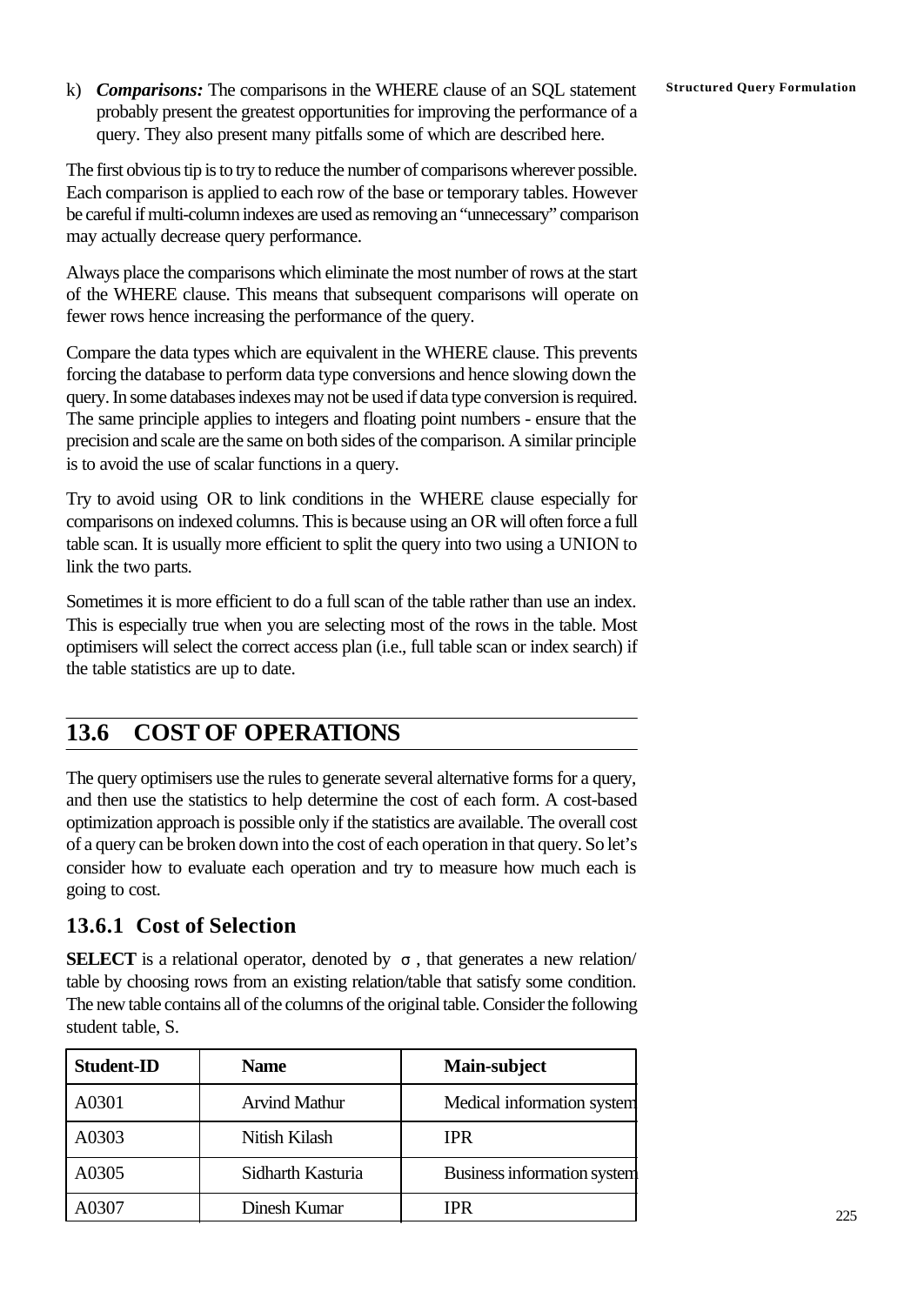k) ***Comparisons:*** The comparisons in the WHERE clause of an SQL statement probably present the greatest opportunities for improving the performance of a query. They also present many pitfalls some of which are described here.

The first obvious tip is to try to reduce the number of comparisons wherever possible. Each comparison is applied to each row of the base or temporary tables. However be careful if multi-column indexes are used as removing an "unnecessary" comparison may actually decrease query performance.

Always place the comparisons which eliminate the most number of rows at the start of the WHERE clause. This means that subsequent comparisons will operate on fewer rows hence increasing the performance of the query.

Compare the data types which are equivalent in the WHERE clause. This prevents forcing the database to perform data type conversions and hence slowing down the query. In some databases indexes may not be used if data type conversion is required. The same principle applies to integers and floating point numbers - ensure that the precision and scale are the same on both sides of the comparison. A similar principle is to avoid the use of scalar functions in a query.

Try to avoid using OR to link conditions in the WHERE clause especially for comparisons on indexed columns. This is because using an OR will often force a full table scan. It is usually more efficient to split the query into two using a UNION to link the two parts.

Sometimes it is more efficient to do a full scan of the table rather than use an index. This is especially true when you are selecting most of the rows in the table. Most optimisers will select the correct access plan (i.e., full table scan or index search) if the table statistics are up to date.

## 13.6 COST OF OPERATIONS

The query optimisers use the rules to generate several alternative forms for a query, and then use the statistics to help determine the cost of each form. A cost-based optimization approach is possible only if the statistics are available. The overall cost of a query can be broken down into the cost of each operation in that query. So let's consider how to evaluate each operation and try to measure how much each is going to cost.

### 13.6.1 Cost of Selection

**SELECT** is a relational operator, denoted by $\sigma$, that generates a new relation/table by choosing rows from an existing relation/table that satisfy some condition. The new table contains all of the columns of the original table. Consider the following student table, S.

| Student-ID | Name | Main-subject |
|---|---|---|
| A0301 | Arvind Mathur | Medical information system |
| A0303 | Nitish Kilash | IPR |
| A0305 | Sidharth Kasturia | Business information system |
| A0307 | Dinesh Kumar | IPR |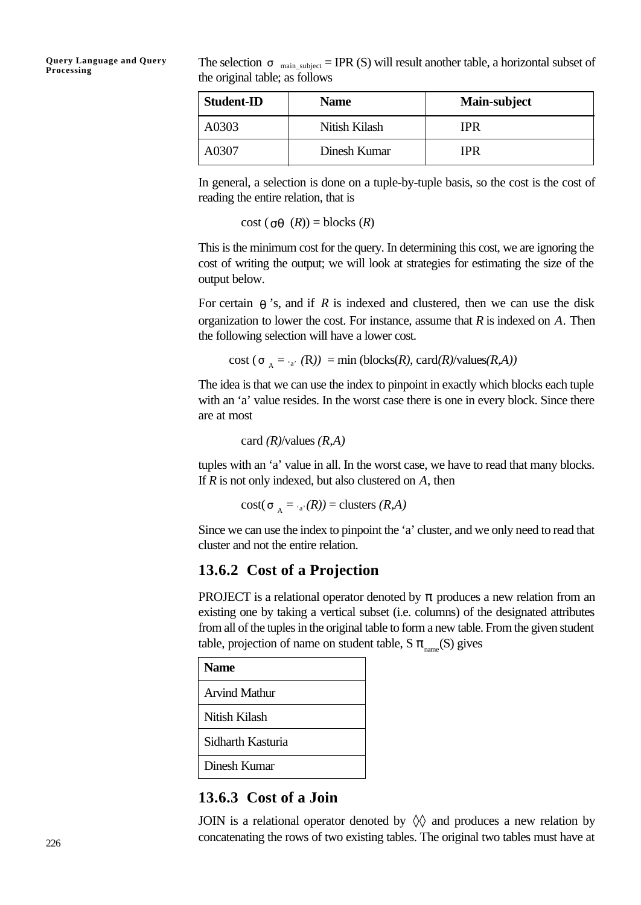The selection $\sigma_{\text{main\_subject}}$ = IPR (S) will result another table, a horizontal subset of the original table; as follows

| Student-ID | Name | Main-subject |
|---|---|---|
| A0303 | Nitish Kilash | IPR |
| A0307 | Dinesh Kumar | IPR |

In general, a selection is done on a tuple-by-tuple basis, so the cost is the cost of reading the entire relation, that is

$$\text{cost}(\sigma_\theta(R)) = \text{blocks}(R)$$

This is the minimum cost for the query. In determining this cost, we are ignoring the cost of writing the output; we will look at strategies for estimating the size of the output below.

For certain $\theta$'s, and if $R$ is indexed and clustered, then we can use the disk organization to lower the cost. For instance, assume that $R$ is indexed on $A$. Then the following selection will have a lower cost.

$$\text{cost}(\sigma_{A = \text{'a'}}(R)) = \min(\text{blocks}(R), \text{card}(R)/\text{values}(R,A))$$

The idea is that we can use the index to pinpoint in exactly which blocks each tuple with an 'a' value resides. In the worst case there is one in every block. Since there are at most

$$\text{card}(R)/\text{values}(R,A)$$

tuples with an 'a' value in all. In the worst case, we have to read that many blocks. If $R$ is not only indexed, but also clustered on $A$, then

$$\text{cost}(\sigma_{A = \text{'a'}}(R)) = \text{clusters}(R,A)$$

Since we can use the index to pinpoint the 'a' cluster, and we only need to read that cluster and not the entire relation.

### 13.6.2 Cost of a Projection

PROJECT is a relational operator denoted by $\pi$ produces a new relation from an existing one by taking a vertical subset (i.e. columns) of the designated attributes from all of the tuples in the original table to form a new table. From the given student table, projection of name on student table, S $\pi_{\text{name}}$(S) gives

| Name |
|---|
| Arvind Mathur |
| Nitish Kilash |
| Sidharth Kasturia |
| Dinesh Kumar |

### 13.6.3 Cost of a Join

JOIN is a relational operator denoted by $\bowtie$ and produces a new relation by concatenating the rows of two existing tables. The original two tables must have at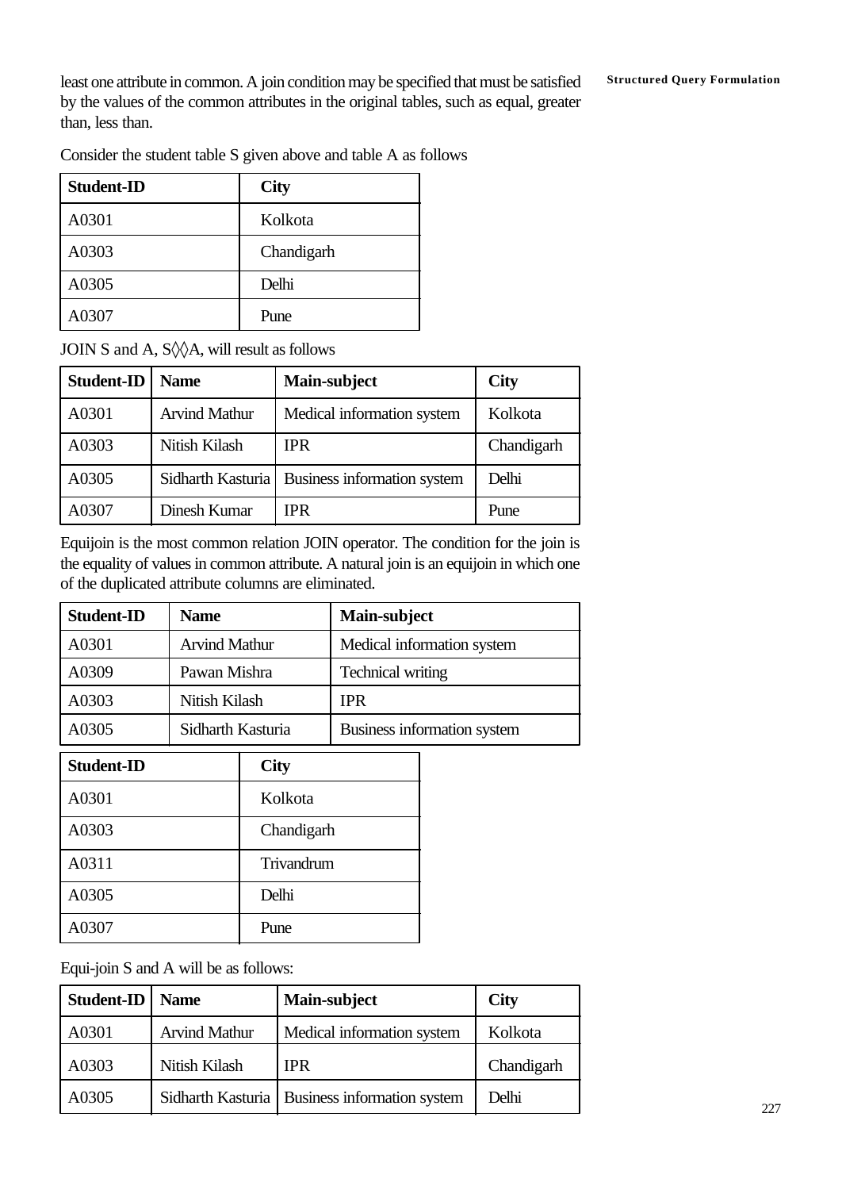least one attribute in common. A join condition may be specified that must be satisfied by the values of the common attributes in the original tables, such as equal, greater than, less than.

Consider the student table S given above and table A as follows

| Student-ID | City |
|---|---|
| A0301 | Kolkota |
| A0303 | Chandigarh |
| A0305 | Delhi |
| A0307 | Pune |

JOIN S and A, S◊◊A, will result as follows

| Student-ID | Name | Main-subject | City |
|---|---|---|---|
| A0301 | Arvind Mathur | Medical information system | Kolkota |
| A0303 | Nitish Kilash | IPR | Chandigarh |
| A0305 | Sidharth Kasturia | Business information system | Delhi |
| A0307 | Dinesh Kumar | IPR | Pune |

Equijoin is the most common relation JOIN operator. The condition for the join is the equality of values in common attribute. A natural join is an equijoin in which one of the duplicated attribute columns are eliminated.

| Student-ID | Name | Main-subject |
|---|---|---|
| A0301 | Arvind Mathur | Medical information system |
| A0309 | Pawan Mishra | Technical writing |
| A0303 | Nitish Kilash | IPR |
| A0305 | Sidharth Kasturia | Business information system |

| Student-ID | City |
|---|---|
| A0301 | Kolkota |
| A0303 | Chandigarh |
| A0311 | Trivandrum |
| A0305 | Delhi |
| A0307 | Pune |

Equi-join S and A will be as follows:

| Student-ID | Name | Main-subject | City |
|---|---|---|---|
| A0301 | Arvind Mathur | Medical information system | Kolkota |
| A0303 | Nitish Kilash | IPR | Chandigarh |
| A0305 | Sidharth Kasturia | Business information system | Delhi |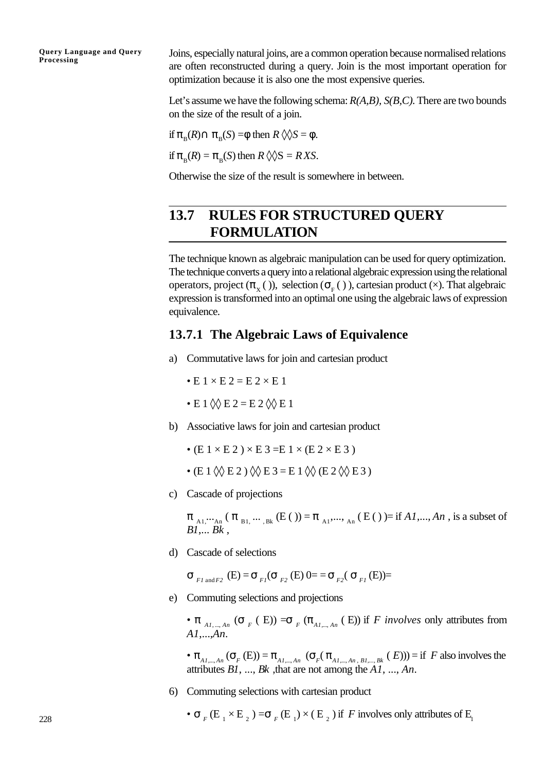Joins, especially natural joins, are a common operation because normalised relations are often reconstructed during a query. Join is the most important operation for optimization because it is also one the most expensive queries.

Let's assume we have the following schema: *R(A,B), S(B,C)*. There are two bounds on the size of the result of a join.

if $\pi_B(R) \cap \pi_B(S) = \phi$ then $R \bowtie S = \phi$.

if $\pi_B(R) = \pi_B(S)$ then $R \bowtie S = R X S$.

Otherwise the size of the result is somewhere in between.

## 13.7 RULES FOR STRUCTURED QUERY FORMULATION

The technique known as algebraic manipulation can be used for query optimization. The technique converts a query into a relational algebraic expression using the relational operators, project ($\pi_X$ ( )), selection ($\sigma_F$ ( ) ), cartesian product (×). That algebraic expression is transformed into an optimal one using the algebraic laws of expression equivalence.

### 13.7.1 The Algebraic Laws of Equivalence

a) Commutative laws for join and cartesian product

   - $E1 \times E2 = E2 \times E1$
   - $E1 \bowtie E2 = E2 \bowtie E1$

b) Associative laws for join and cartesian product

   - $(E1 \times E2) \times E3 = E1 \times (E2 \times E3)$
   - $(E1 \bowtie E2) \bowtie E3 = E1 \bowtie (E2 \bowtie E3)$

c) Cascade of projections

   $\pi_{A1,\cdots An} ( \pi_{B1, \cdots, Bk} (E ( )) = \pi_{A1,\ldots, An} ( E ( ) )=$ if $A1,\ldots, An$ , is a subset of $B1,\ldots Bk$ ,

d) Cascade of selections

   $\sigma_{F1 \text{ and } F2}$ (E) = $\sigma_{F1}(\sigma_{F2}$ (E) 0= = $\sigma_{F2}( \sigma_{F1}$ (E))=

e) Commuting selections and projections

   - $\pi_{A1,\ldots,An} (\sigma_F ( E)) = \sigma_F (\pi_{A1,\ldots,An} ( E))$ if $F$ *involves* only attributes from $A1,\ldots,An$.
   - $\pi_{A1,\ldots,An} (\sigma_F (E)) = \pi_{A1,\ldots,An} (\sigma_F( \pi_{A1,\ldots,An, B1,\ldots,Bk} ( E))) =$ if $F$ also involves the attributes $B1, \ldots, Bk$ ,that are not among the $A1, \ldots, An$.

6) Commuting selections with cartesian product

   - $\sigma_F (E_1 \times E_2) = \sigma_F (E_1) \times ( E_2 )$ if $F$ involves only attributes of $E_1$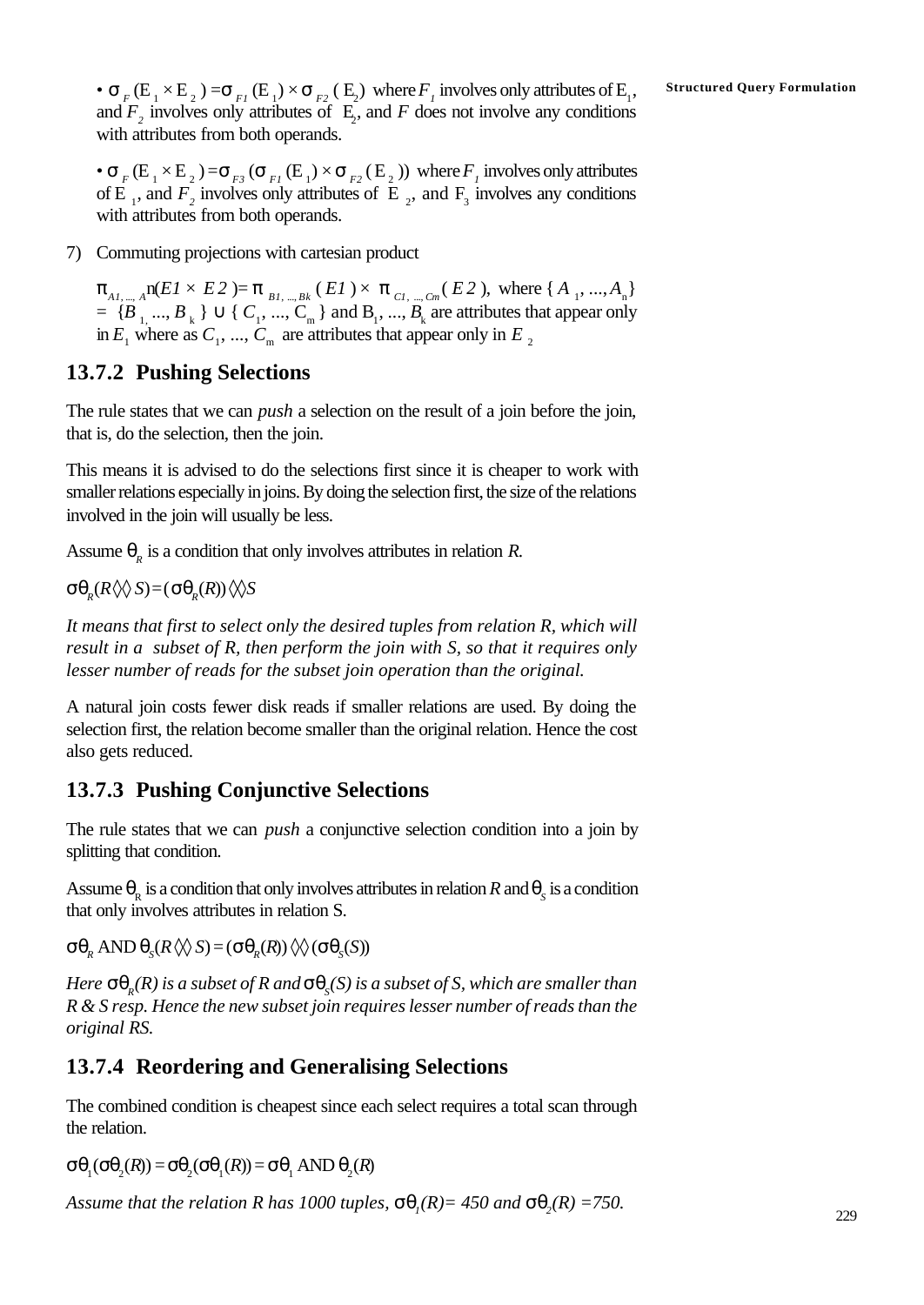- $\sigma_F(E_1 \times E_2) = \sigma_{F1}(E_1) \times \sigma_{F2}(E_2)$ where $F_1$ involves only attributes of $E_1$, and $F_2$ involves only attributes of $E_2$, and $F$ does not involve any conditions with attributes from both operands.

- $\sigma_F(E_1 \times E_2) = \sigma_{F3}(\sigma_{F1}(E_1) \times \sigma_{F2}(E_2))$ where $F_1$ involves only attributes of $E_1$, and $F_2$ involves only attributes of $E_2$, and $F_3$ involves any conditions with attributes from both operands.

7) Commuting projections with cartesian product

$\pi_{A1, ..., An}(E1 \times E2) = \pi_{B1, ..., Bk}(E1) \times \pi_{C1, ..., Cm}(E2)$, where $\{A_1, ..., A_n\} = \{B_1, ..., B_k\} \cup \{C_1, ..., C_m\}$ and $B_1, ..., B_k$ are attributes that appear only in $E_1$ where as $C_1, ..., C_m$ are attributes that appear only in $E_2$

## 13.7.2 Pushing Selections

The rule states that we can *push* a selection on the result of a join before the join, that is, do the selection, then the join.

This means it is advised to do the selections first since it is cheaper to work with smaller relations especially in joins. By doing the selection first, the size of the relations involved in the join will usually be less.

Assume $\theta_R$ is a condition that only involves attributes in relation $R$.

$\sigma\theta_R(R \bowtie S) = (\sigma\theta_R(R)) \bowtie S$

*It means that first to select only the desired tuples from relation R, which will result in a subset of R, then perform the join with S, so that it requires only lesser number of reads for the subset join operation than the original.*

A natural join costs fewer disk reads if smaller relations are used. By doing the selection first, the relation become smaller than the original relation. Hence the cost also gets reduced.

## 13.7.3 Pushing Conjunctive Selections

The rule states that we can *push* a conjunctive selection condition into a join by splitting that condition.

Assume $\theta_R$ is a condition that only involves attributes in relation $R$ and $\theta_S$ is a condition that only involves attributes in relation S.

$\sigma\theta_R \text{ AND } \theta_S(R \bowtie S) = (\sigma\theta_R(R)) \bowtie (\sigma\theta_S(S))$

*Here $\sigma\theta_R(R)$ is a subset of R and $\sigma\theta_S(S)$ is a subset of S, which are smaller than R & S resp. Hence the new subset join requires lesser number of reads than the original RS.*

## 13.7.4 Reordering and Generalising Selections

The combined condition is cheapest since each select requires a total scan through the relation.

$\sigma\theta_1(\sigma\theta_2(R)) = \sigma\theta_2(\sigma\theta_1(R)) = \sigma\theta_1 \text{ AND } \theta_2(R)$

*Assume that the relation R has 1000 tuples, $\sigma\theta_1(R)$= 450 and $\sigma\theta_2(R)$ =750.*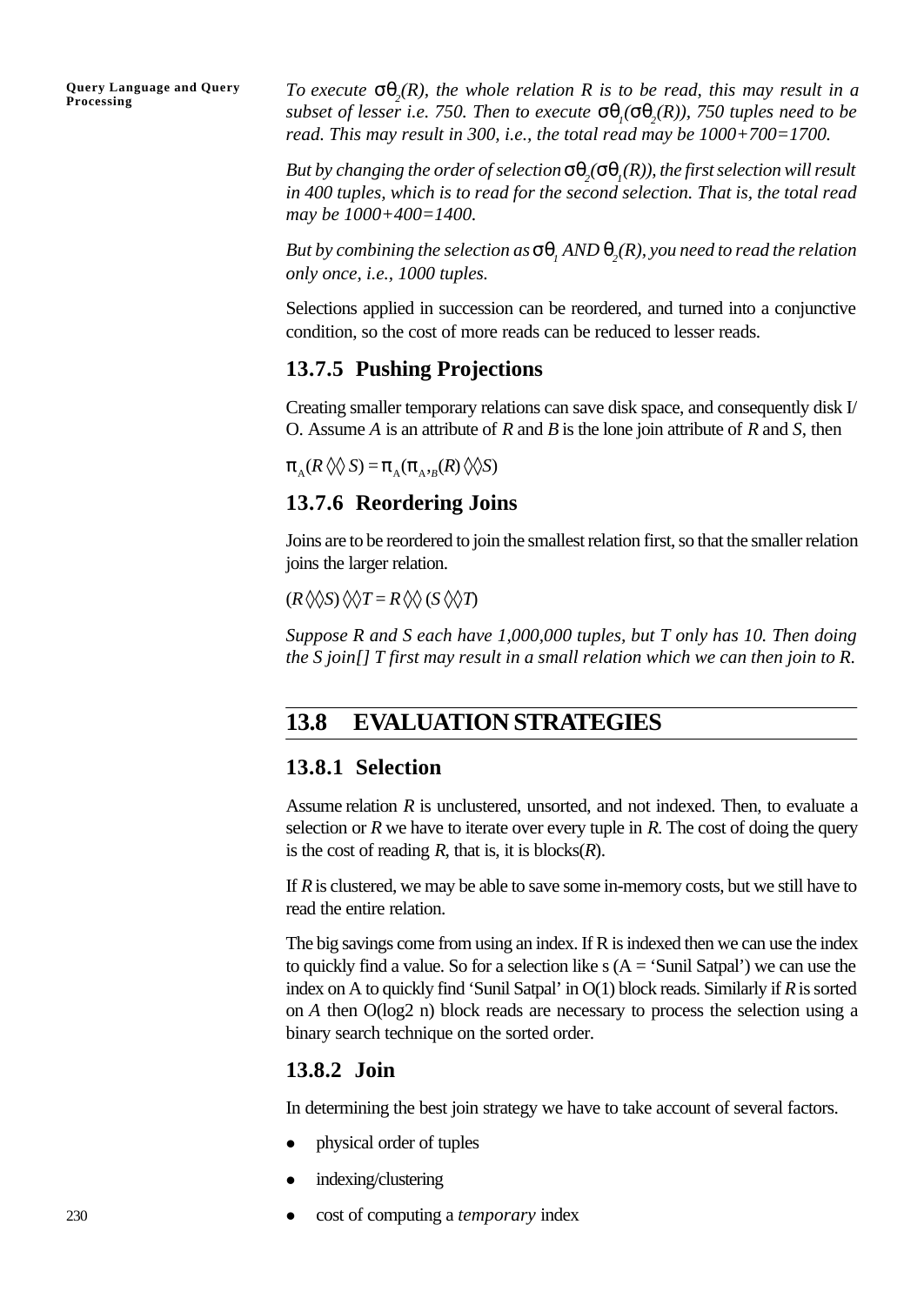*To execute $\sigma\theta_2(R)$, the whole relation R is to be read, this may result in a subset of lesser i.e. 750. Then to execute $\sigma\theta_1(\sigma\theta_2(R))$, 750 tuples need to be read. This may result in 300, i.e., the total read may be 1000+700=1700.*

*But by changing the order of selection $\sigma\theta_2(\sigma\theta_1(R))$, the first selection will result in 400 tuples, which is to read for the second selection. That is, the total read may be 1000+400=1400.*

*But by combining the selection as $\sigma\theta_1$ AND $\theta_2(R)$, you need to read the relation only once, i.e., 1000 tuples.*

Selections applied in succession can be reordered, and turned into a conjunctive condition, so the cost of more reads can be reduced to lesser reads.

### 13.7.5 Pushing Projections

Creating smaller temporary relations can save disk space, and consequently disk I/O. Assume *A* is an attribute of *R* and *B* is the lone join attribute of *R* and *S*, then

$\pi_A(R \Diamond\Diamond S) = \pi_A(\pi_{A,B}(R) \Diamond\Diamond S)$

### 13.7.6 Reordering Joins

Joins are to be reordered to join the smallest relation first, so that the smaller relation joins the larger relation.

$(R \Diamond\Diamond S) \Diamond\Diamond T = R \Diamond\Diamond (S \Diamond\Diamond T)$

*Suppose R and S each have 1,000,000 tuples, but T only has 10. Then doing the S join[] T first may result in a small relation which we can then join to R.*

## 13.8 EVALUATION STRATEGIES

### 13.8.1 Selection

Assume relation *R* is unclustered, unsorted, and not indexed. Then, to evaluate a selection or *R* we have to iterate over every tuple in *R*. The cost of doing the query is the cost of reading *R*, that is, it is blocks(*R*).

If *R* is clustered, we may be able to save some in-memory costs, but we still have to read the entire relation.

The big savings come from using an index. If R is indexed then we can use the index to quickly find a value. So for a selection like s (A = 'Sunil Satpal') we can use the index on A to quickly find 'Sunil Satpal' in O(1) block reads. Similarly if *R* is sorted on *A* then O(log2 n) block reads are necessary to process the selection using a binary search technique on the sorted order.

### 13.8.2 Join

In determining the best join strategy we have to take account of several factors.

- physical order of tuples
- indexing/clustering
- cost of computing a *temporary* index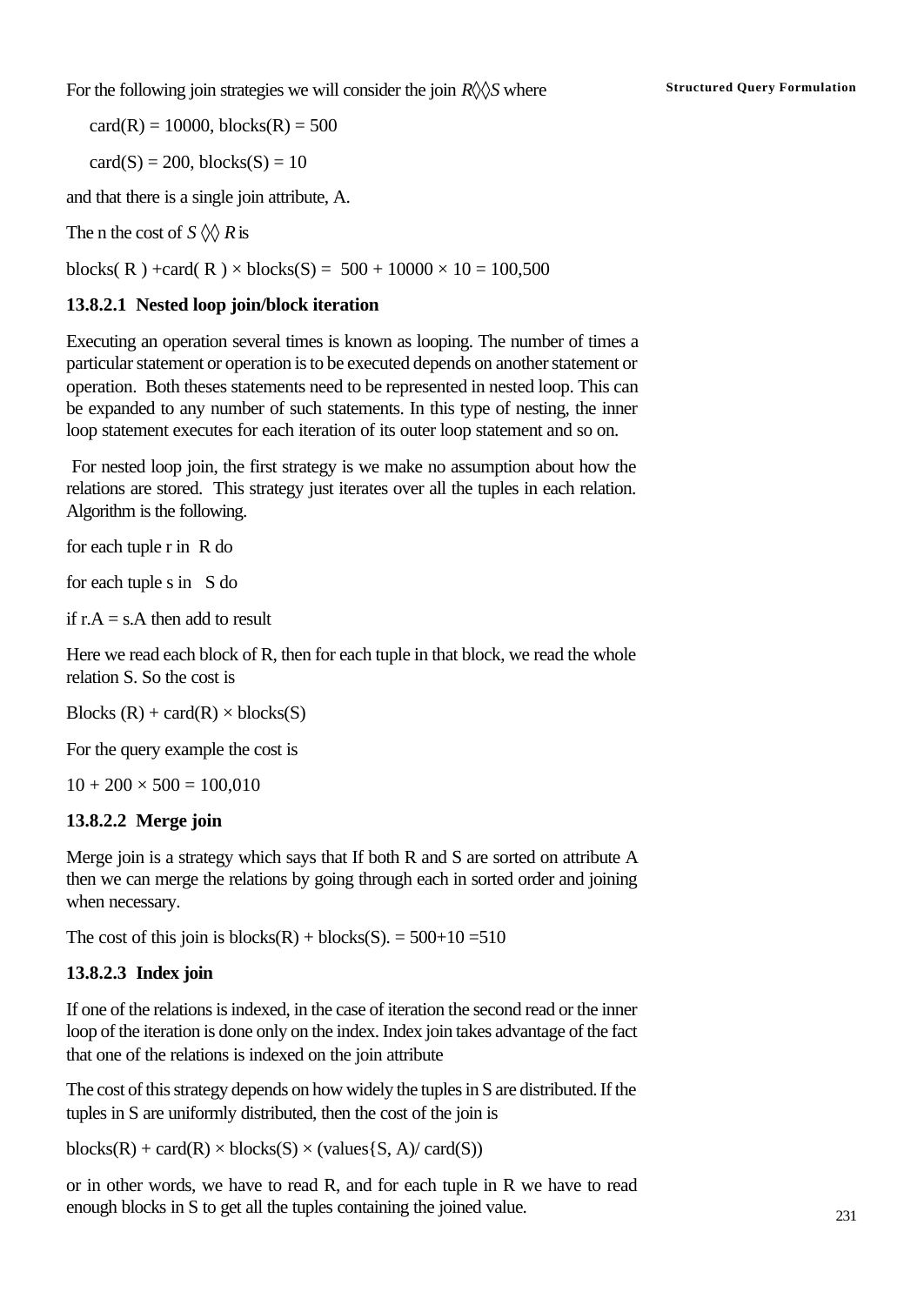For the following join strategies we will consider the join $R \lozenge\lozenge S$ where

card(R) = 10000, blocks(R) = 500

card(S) = 200, blocks(S) = 10

and that there is a single join attribute, A.

The n the cost of $S \lozenge\lozenge R$ is

blocks( R ) +card( R ) × blocks(S) =  500 + 10000 × 10 = 100,500

#### 13.8.2.1 Nested loop join/block iteration

Executing an operation several times is known as looping. The number of times a particular statement or operation is to be executed depends on another statement or operation.  Both theses statements need to be represented in nested loop. This can be expanded to any number of such statements. In this type of nesting, the inner loop statement executes for each iteration of its outer loop statement and so on.

For nested loop join, the first strategy is we make no assumption about how the relations are stored.  This strategy just iterates over all the tuples in each relation. Algorithm is the following.

```
for each tuple r in  R do

for each tuple s in   S do

if r.A = s.A then add to result
```

Here we read each block of R, then for each tuple in that block, we read the whole relation S. So the cost is

Blocks (R) + card(R) × blocks(S)

For the query example the cost is

10 + 200 × 500 = 100,010

#### 13.8.2.2 Merge join

Merge join is a strategy which says that If both R and S are sorted on attribute A then we can merge the relations by going through each in sorted order and joining when necessary.

The cost of this join is blocks(R) + blocks(S). = 500+10 =510

#### 13.8.2.3 Index join

If one of the relations is indexed, in the case of iteration the second read or the inner loop of the iteration is done only on the index. Index join takes advantage of the fact that one of the relations is indexed on the join attribute

The cost of this strategy depends on how widely the tuples in S are distributed. If the tuples in S are uniformly distributed, then the cost of the join is

blocks(R) + card(R) × blocks(S) × (values{S, A)/ card(S))

or in other words, we have to read R, and for each tuple in R we have to read enough blocks in S to get all the tuples containing the joined value.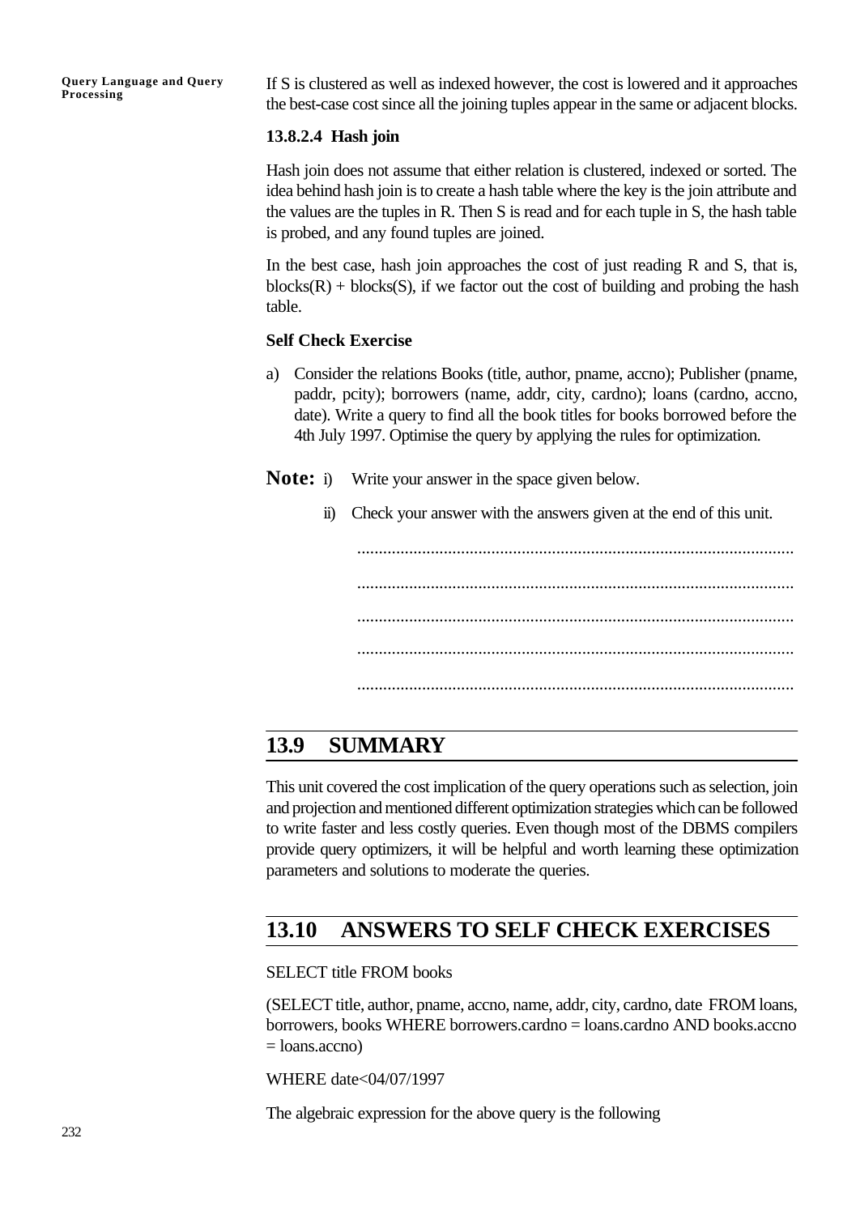If S is clustered as well as indexed however, the cost is lowered and it approaches the best-case cost since all the joining tuples appear in the same or adjacent blocks.

#### 13.8.2.4 Hash join

Hash join does not assume that either relation is clustered, indexed or sorted. The idea behind hash join is to create a hash table where the key is the join attribute and the values are the tuples in R. Then S is read and for each tuple in S, the hash table is probed, and any found tuples are joined.

In the best case, hash join approaches the cost of just reading R and S, that is, blocks(R) + blocks(S), if we factor out the cost of building and probing the hash table.

**Self Check Exercise**

a) Consider the relations Books (title, author, pname, accno); Publisher (pname, paddr, pcity); borrowers (name, addr, city, cardno); loans (cardno, accno, date). Write a query to find all the book titles for books borrowed before the 4th July 1997. Optimise the query by applying the rules for optimization.

**Note:** i) Write your answer in the space given below.

ii) Check your answer with the answers given at the end of this unit.

....................................................................................................

....................................................................................................

....................................................................................................

....................................................................................................

....................................................................................................

## 13.9 SUMMARY

This unit covered the cost implication of the query operations such as selection, join and projection and mentioned different optimization strategies which can be followed to write faster and less costly queries. Even though most of the DBMS compilers provide query optimizers, it will be helpful and worth learning these optimization parameters and solutions to moderate the queries.

## 13.10 ANSWERS TO SELF CHECK EXERCISES

SELECT title FROM books

(SELECT title, author, pname, accno, name, addr, city, cardno, date FROM loans, borrowers, books WHERE borrowers.cardno = loans.cardno AND books.accno = loans.accno)

WHERE date<04/07/1997

The algebraic expression for the above query is the following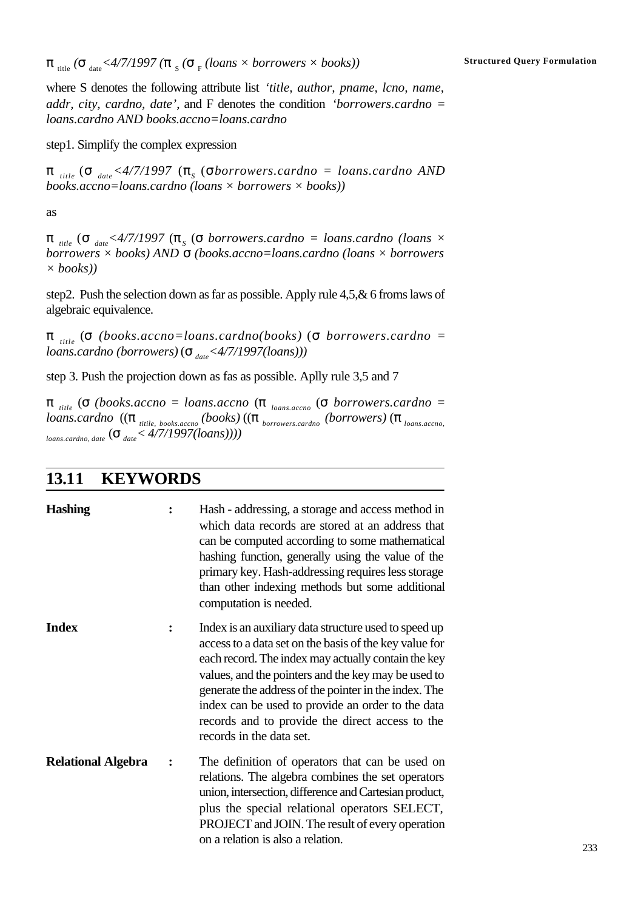$\pi_{title}$ ($\sigma_{date}$<4/7/1997 ($\pi_S$ ($\sigma_F$ (loans × borrowers × books))

where S denotes the following attribute list *'title, author, pname, lcno, name, addr, city, cardno, date'*, and F denotes the condition *'borrowers.cardno = loans.cardno AND books.accno=loans.cardno*

step1. Simplify the complex expression

$\pi_{title}$ ($\sigma_{date}$<4/7/1997 ($\pi_S$ ($\sigma$*borrowers.cardno = loans.cardno AND books.accno=loans.cardno (loans × borrowers × books))*

as

$\pi_{title}$ ($\sigma_{date}$<4/7/1997 ($\pi_S$ ($\sigma$ *borrowers.cardno = loans.cardno (loans × borrowers × books) AND* $\sigma$ *(books.accno=loans.cardno (loans × borrowers × books))*

step2. Push the selection down as far as possible. Apply rule 4,5,& 6 froms laws of algebraic equivalence.

$\pi_{title}$ ($\sigma$ *(books.accno=loans.cardno(books)* ($\sigma$ *borrowers.cardno = loans.cardno (borrowers)* ($\sigma_{date}$*<4/7/1997(loans)))*

step 3. Push the projection down as fas as possible. Aplly rule 3,5 and 7

$\pi_{title}$ ($\sigma$ *(books.accno = loans.accno* ($\pi_{loans.accno}$ ($\sigma$ *borrowers.cardno = loans.cardno* (($\pi_{titile,\ books.accno}$ *(books)* (($\pi_{borrowers.cardno}$ *(borrowers)* ($\pi_{loans.accno,\ loans.cardno,\ date}$ ($\sigma_{date}$*< 4/7/1997(loans))))*

## 13.11 KEYWORDS

**Hashing** : Hash - addressing, a storage and access method in which data records are stored at an address that can be computed according to some mathematical hashing function, generally using the value of the primary key. Hash-addressing requires less storage than other indexing methods but some additional computation is needed.

**Index** : Index is an auxiliary data structure used to speed up access to a data set on the basis of the key value for each record. The index may actually contain the key values, and the pointers and the key may be used to generate the address of the pointer in the index. The index can be used to provide an order to the data records and to provide the direct access to the records in the data set.

**Relational Algebra** : The definition of operators that can be used on relations. The algebra combines the set operators union, intersection, difference and Cartesian product, plus the special relational operators SELECT, PROJECT and JOIN. The result of every operation on a relation is also a relation.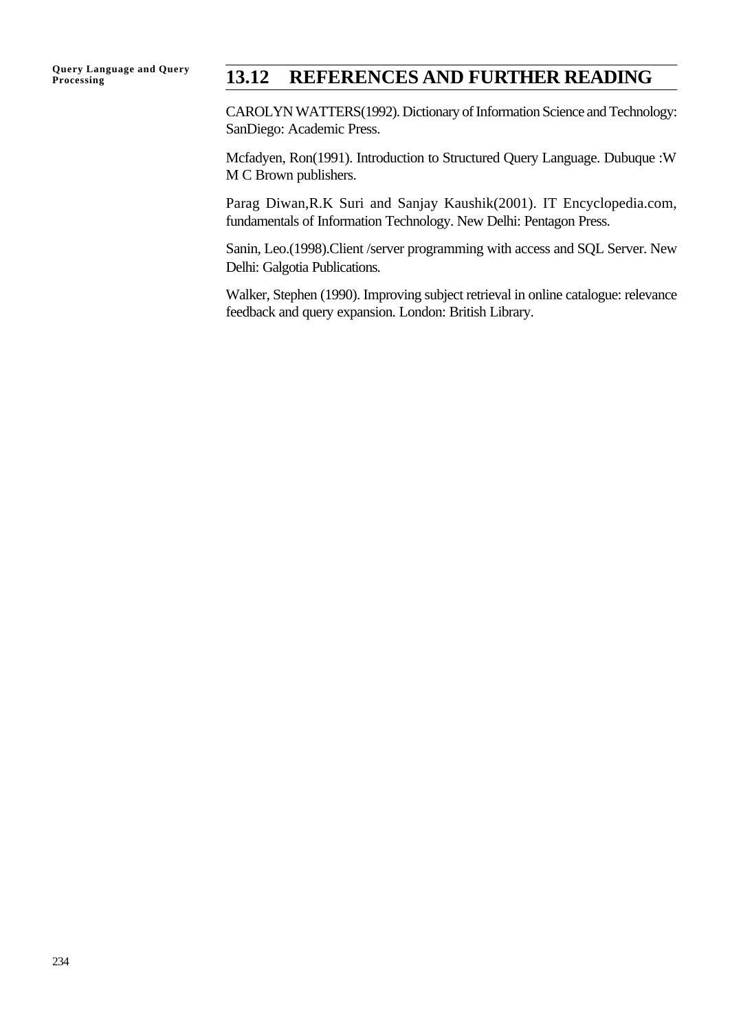## 13.12 REFERENCES AND FURTHER READING

CAROLYN WATTERS(1992). Dictionary of Information Science and Technology: SanDiego: Academic Press.

Mcfadyen, Ron(1991). Introduction to Structured Query Language. Dubuque :W M C Brown publishers.

Parag Diwan,R.K Suri and Sanjay Kaushik(2001). IT Encyclopedia.com, fundamentals of Information Technology. New Delhi: Pentagon Press.

Sanin, Leo.(1998).Client /server programming with access and SQL Server. New Delhi: Galgotia Publications.

Walker, Stephen (1990). Improving subject retrieval in online catalogue: relevance feedback and query expansion. London: British Library.